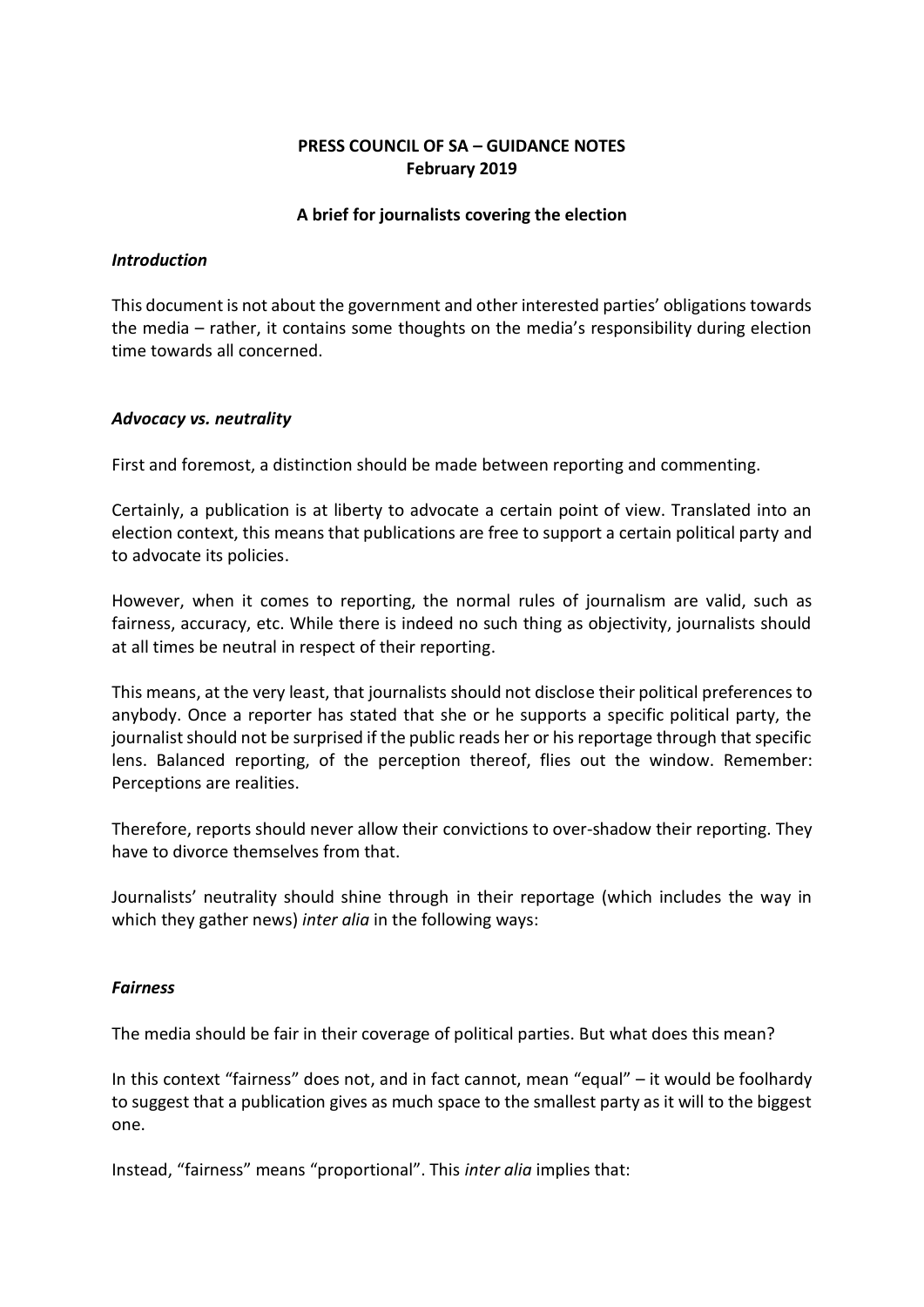**PRESS COUNCIL OF SA – GUIDANCE NOTES**
**February 2019**

**A brief for journalists covering the election**

***Introduction***

This document is not about the government and other interested parties' obligations towards the media – rather, it contains some thoughts on the media's responsibility during election time towards all concerned.

***Advocacy vs. neutrality***

First and foremost, a distinction should be made between reporting and commenting.

Certainly, a publication is at liberty to advocate a certain point of view. Translated into an election context, this means that publications are free to support a certain political party and to advocate its policies.

However, when it comes to reporting, the normal rules of journalism are valid, such as fairness, accuracy, etc. While there is indeed no such thing as objectivity, journalists should at all times be neutral in respect of their reporting.

This means, at the very least, that journalists should not disclose their political preferences to anybody. Once a reporter has stated that she or he supports a specific political party, the journalist should not be surprised if the public reads her or his reportage through that specific lens. Balanced reporting, of the perception thereof, flies out the window. Remember: Perceptions are realities.

Therefore, reports should never allow their convictions to over-shadow their reporting. They have to divorce themselves from that.

Journalists' neutrality should shine through in their reportage (which includes the way in which they gather news) *inter alia* in the following ways:

***Fairness***

The media should be fair in their coverage of political parties. But what does this mean?

In this context "fairness" does not, and in fact cannot, mean "equal" – it would be foolhardy to suggest that a publication gives as much space to the smallest party as it will to the biggest one.

Instead, "fairness" means "proportional". This *inter alia* implies that: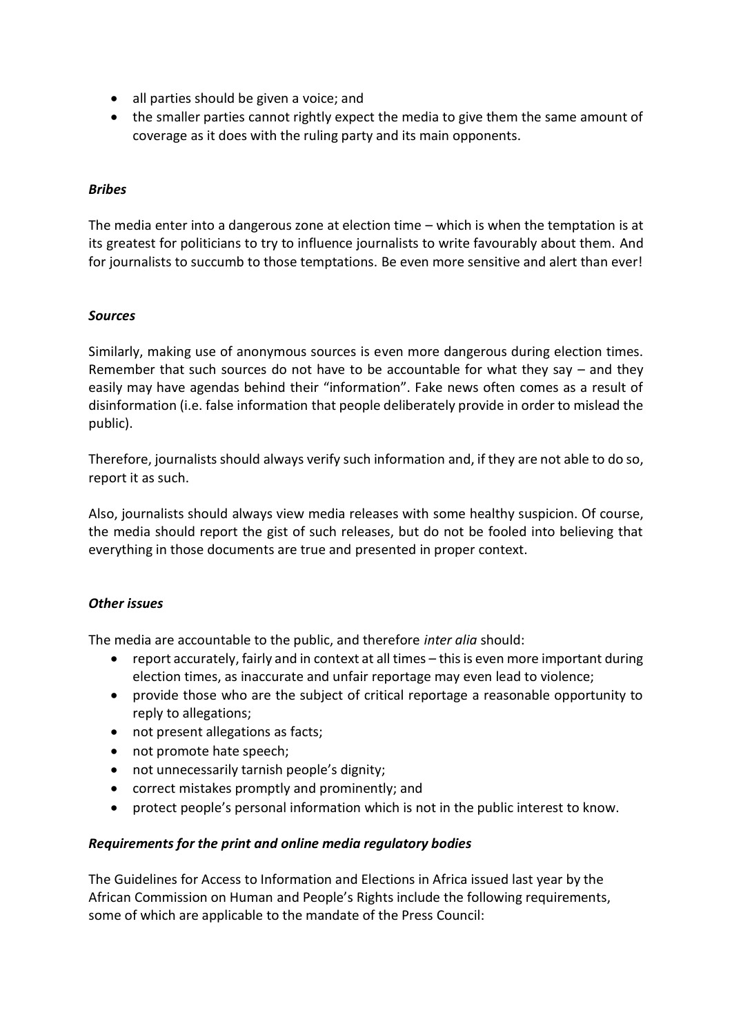- all parties should be given a voice; and
- the smaller parties cannot rightly expect the media to give them the same amount of coverage as it does with the ruling party and its main opponents.

***Bribes***

The media enter into a dangerous zone at election time – which is when the temptation is at its greatest for politicians to try to influence journalists to write favourably about them. And for journalists to succumb to those temptations. Be even more sensitive and alert than ever!

***Sources***

Similarly, making use of anonymous sources is even more dangerous during election times. Remember that such sources do not have to be accountable for what they say – and they easily may have agendas behind their "information". Fake news often comes as a result of disinformation (i.e. false information that people deliberately provide in order to mislead the public).

Therefore, journalists should always verify such information and, if they are not able to do so, report it as such.

Also, journalists should always view media releases with some healthy suspicion. Of course, the media should report the gist of such releases, but do not be fooled into believing that everything in those documents are true and presented in proper context.

***Other issues***

The media are accountable to the public, and therefore *inter alia* should:

- report accurately, fairly and in context at all times – this is even more important during election times, as inaccurate and unfair reportage may even lead to violence;
- provide those who are the subject of critical reportage a reasonable opportunity to reply to allegations;
- not present allegations as facts;
- not promote hate speech;
- not unnecessarily tarnish people's dignity;
- correct mistakes promptly and prominently; and
- protect people's personal information which is not in the public interest to know.

***Requirements for the print and online media regulatory bodies***

The Guidelines for Access to Information and Elections in Africa issued last year by the African Commission on Human and People's Rights include the following requirements, some of which are applicable to the mandate of the Press Council: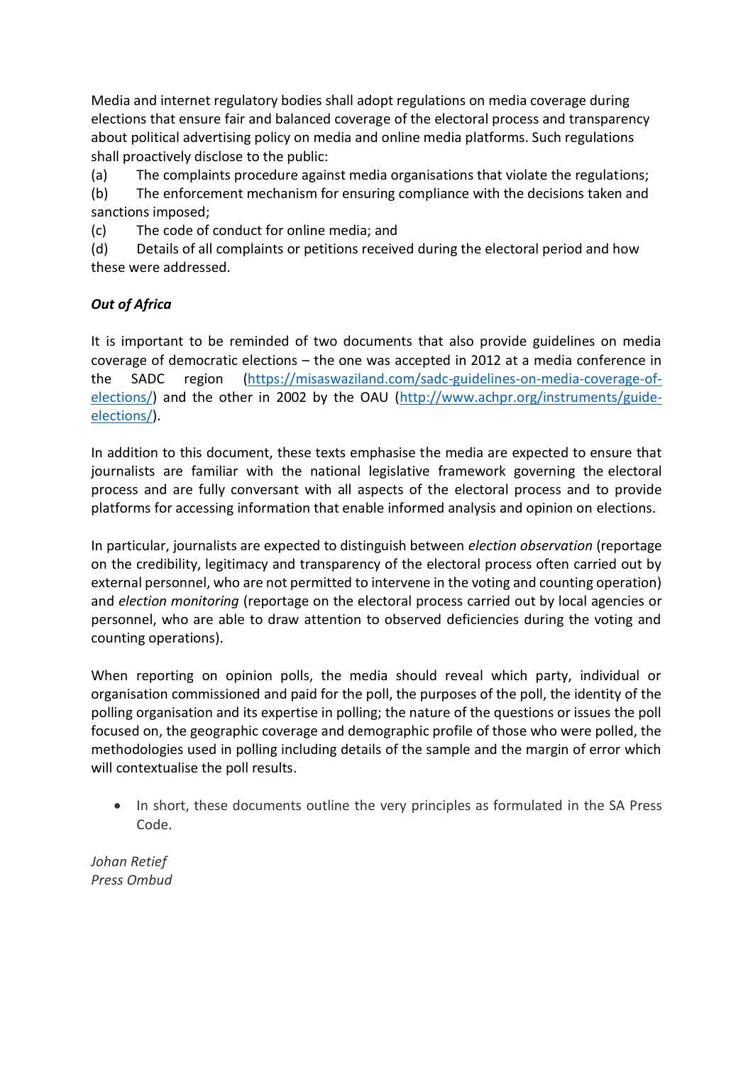Media and internet regulatory bodies shall adopt regulations on media coverage during elections that ensure fair and balanced coverage of the electoral process and transparency about political advertising policy on media and online media platforms. Such regulations shall proactively disclose to the public:

(a) The complaints procedure against media organisations that violate the regulations;

(b) The enforcement mechanism for ensuring compliance with the decisions taken and sanctions imposed;

(c) The code of conduct for online media; and

(d) Details of all complaints or petitions received during the electoral period and how these were addressed.

***Out of Africa***

It is important to be reminded of two documents that also provide guidelines on media coverage of democratic elections – the one was accepted in 2012 at a media conference in the SADC region ([https://misaswaziland.com/sadc-guidelines-on-media-coverage-of-elections/](https://misaswaziland.com/sadc-guidelines-on-media-coverage-of-elections/)) and the other in 2002 by the OAU ([http://www.achpr.org/instruments/guide-elections/](http://www.achpr.org/instruments/guide-elections/)).

In addition to this document, these texts emphasise the media are expected to ensure that journalists are familiar with the national legislative framework governing the electoral process and are fully conversant with all aspects of the electoral process and to provide platforms for accessing information that enable informed analysis and opinion on elections.

In particular, journalists are expected to distinguish between *election observation* (reportage on the credibility, legitimacy and transparency of the electoral process often carried out by external personnel, who are not permitted to intervene in the voting and counting operation) and *election monitoring* (reportage on the electoral process carried out by local agencies or personnel, who are able to draw attention to observed deficiencies during the voting and counting operations).

When reporting on opinion polls, the media should reveal which party, individual or organisation commissioned and paid for the poll, the purposes of the poll, the identity of the polling organisation and its expertise in polling; the nature of the questions or issues the poll focused on, the geographic coverage and demographic profile of those who were polled, the methodologies used in polling including details of the sample and the margin of error which will contextualise the poll results.

- In short, these documents outline the very principles as formulated in the SA Press Code.

*Johan Retief*
*Press Ombud*